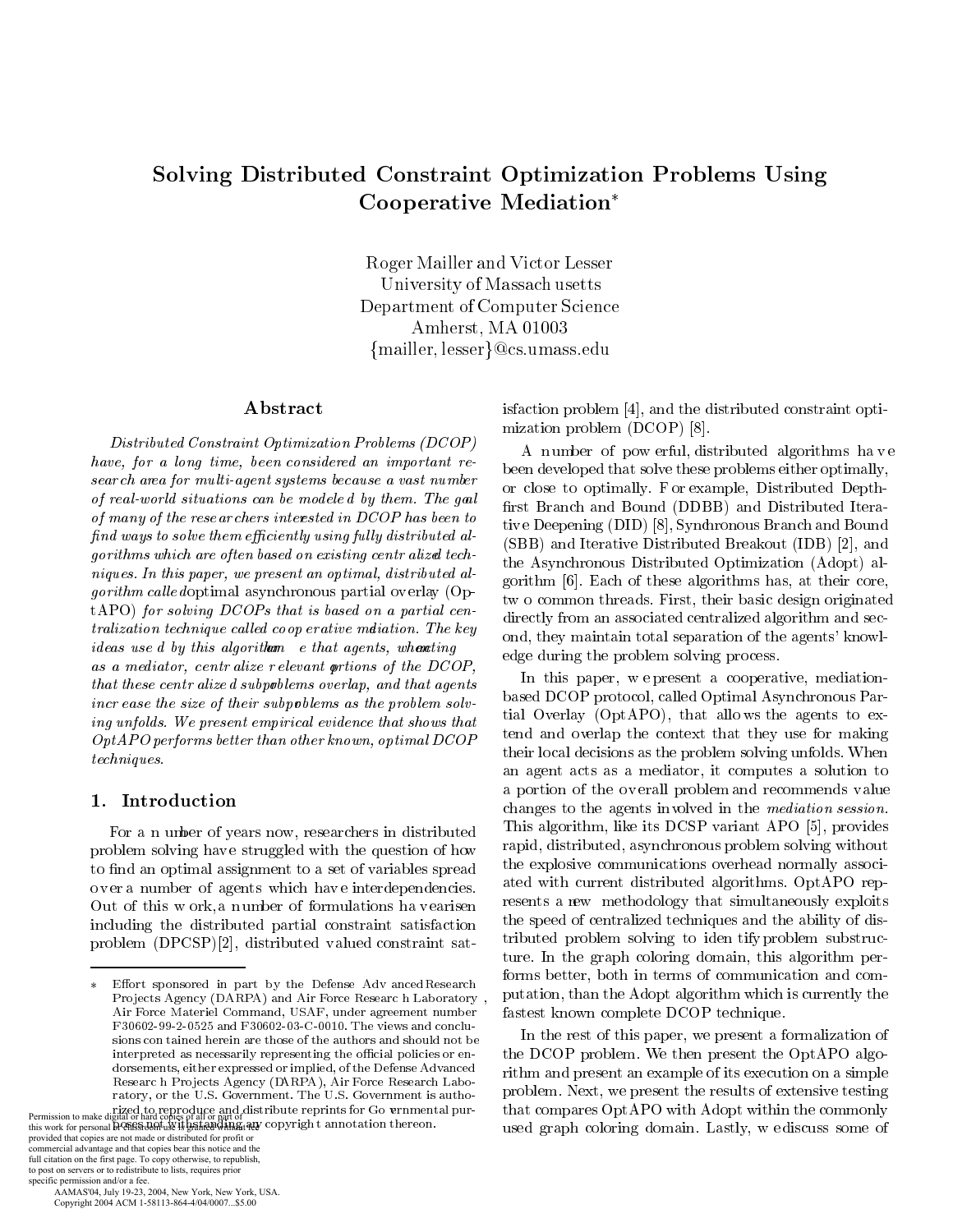# Solving Distributed Constraint Optimization Problems Using Cooperative Mediation*

Roger Mailler and Victor Lesser
University of Massachusetts
Department of Computer Science
Amherst, MA 01003
{mailler, lesser}@cs.umass.edu

## Abstract

*Distributed Constraint Optimization Problems (DCOP) have, for a long time, been considered an important research area for multi-agent systems because a vast number of real-world situations can be modeled by them. The goal of many of the researchers interested in DCOP has been to find ways to solve them efficiently using fully distributed algorithms which are often based on existing centralized techniques. In this paper, we present an optimal, distributed algorithm called optimal asynchronous partial overlay (OptAPO) for solving DCOPs that is based on a partial centralization technique called cooperative mediation. The key ideas used by this algorithm are that agents, when acting as a mediator, centralize relevant portions of the DCOP, that these centralized subproblems overlap, and that agents increase the size of their subproblems as the problem solving unfolds. We present empirical evidence that shows that OptAPO performs better than other known, optimal DCOP techniques.*

## 1. Introduction

For a number of years now, researchers in distributed problem solving have struggled with the question of how to find an optimal assignment to a set of variables spread over a number of agents which have interdependencies. Out of this work, a number of formulations have arisen including the distributed partial constraint satisfaction problem (DPCSP)[2], distributed valued constraint satisfaction problem [4], and the distributed constraint optimization problem (DCOP) [8].

A number of powerful, distributed algorithms have been developed that solve these problems either optimally, or close to optimally. For example, Distributed Depth-first Branch and Bound (DDBB) and Distributed Iterative Deepening (DID) [8], Synchronous Branch and Bound (SBB) and Iterative Distributed Breakout (IDB) [2], and the Asynchronous Distributed Optimization (Adopt) algorithm [6]. Each of these algorithms has, at their core, two common threads. First, their basic design originated directly from an associated centralized algorithm and second, they maintain total separation of the agents' knowledge during the problem solving process.

In this paper, we present a cooperative, mediation-based DCOP protocol, called Optimal Asynchronous Partial Overlay (OptAPO), that allows the agents to extend and overlap the context that they use for making their local decisions as the problem solving unfolds. When an agent acts as a mediator, it computes a solution to a portion of the overall problem and recommends value changes to the agents involved in the *mediation session*. This algorithm, like its DCSP variant APO [5], provides rapid, distributed, asynchronous problem solving without the explosive communications overhead normally associated with current distributed algorithms. OptAPO represents a new methodology that simultaneously exploits the speed of centralized techniques and the ability of distributed problem solving to identify problem substructure. In the graph coloring domain, this algorithm performs better, both in terms of communication and computation, than the Adopt algorithm which is currently the fastest known complete DCOP technique.

In the rest of this paper, we present a formalization of the DCOP problem. We then present the OptAPO algorithm and present an example of its execution on a simple problem. Next, we present the results of extensive testing that compares OptAPO with Adopt within the commonly used graph coloring domain. Lastly, we discuss some of

---

\* Effort sponsored in part by the Defense Advanced Research Projects Agency (DARPA) and Air Force Research Laboratory, Air Force Materiel Command, USAF, under agreement number F30602-99-2-0525 and F30602-03-C-0010. The views and conclusions contained herein are those of the authors and should not be interpreted as necessarily representing the official policies or endorsements, either expressed or implied, of the Defense Advanced Research Projects Agency (DARPA), Air Force Research Laboratory, or the U.S. Government. The U.S. Government is authorized to reproduce and distribute reprints for Governmental purposes notwithstanding any copyright annotation thereon.

Permission to make digital or hard copies of all or part of this work for personal or classroom use is granted without fee provided that copies are not made or distributed for profit or commercial advantage and that copies bear this notice and the full citation on the first page. To copy otherwise, to republish, to post on servers or to redistribute to lists, requires prior specific permission and/or a fee.
AAMAS'04, July 19-23, 2004, New York, New York, USA.
Copyright 2004 ACM 1-58113-864-4/04/0007...$5.00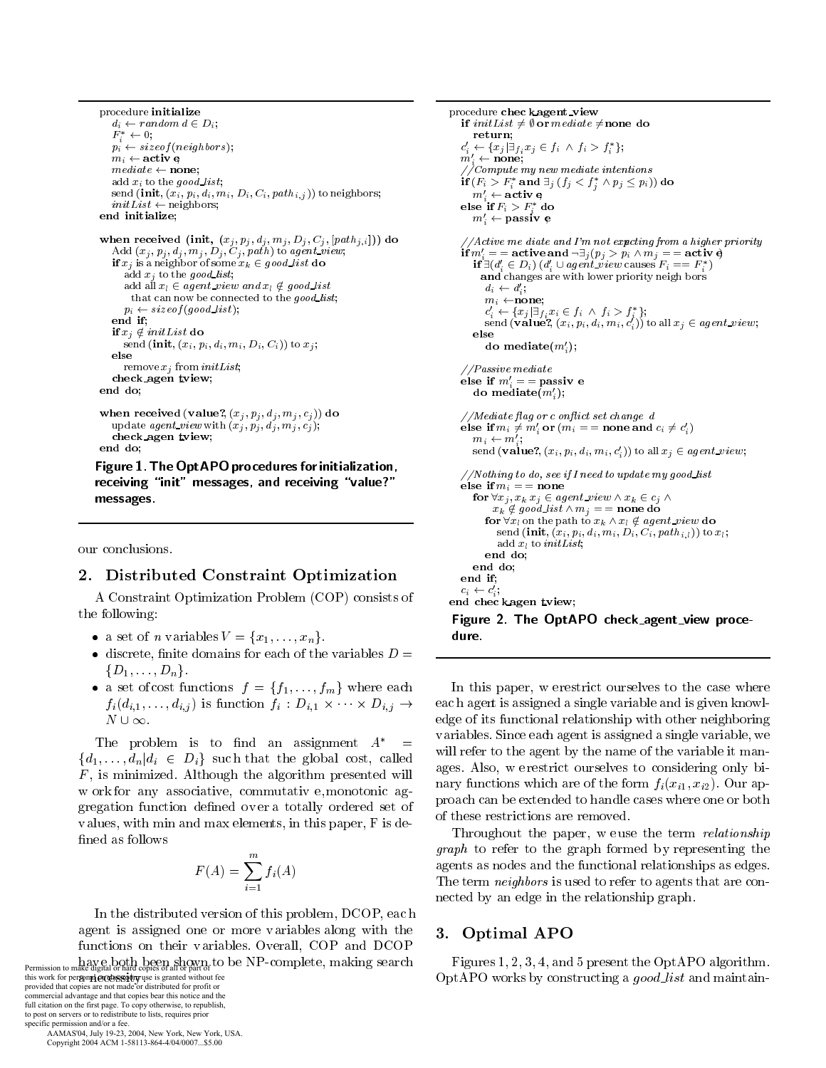```
procedure initialize
   d_i ← random d ∈ D_i;
   F_i^* ← 0;
   p_i ← sizeof(neighbors);
   m_i ← active;
   mediate ← none;
   add x_i to the good_list;
   send (init, (x_i, p_i, d_i, m_i, D_i, C_i, path_{i,j})) to neighbors;
   initList ← neighbors;
end initialize;

when received (init, (x_j, p_j, d_j, m_j, D_j, C_j, [path_{j,i}])) do
   Add (x_j, p_j, d_j, m_j, D_j, C_j, path) to agent_view;
   if x_j is a neighbor of some x_k ∈ good_list do
      add x_j to the good_list;
      add all x_l ∈ agent_view and x_l ∉ good_list
         that can now be connected to the good_list;
      p_i ← sizeof(good_list);
   end if;
   if x_j ∉ initList do
      send (init, (x_i, p_i, d_i, m_i, D_i, C_i)) to x_j;
   else
      remove x_j from initList;
   check_agent_view;
end do;

when received (value?, (x_j, p_j, d_j, m_j, c_j)) do
   update agent_view with (x_j, p_j, d_j, m_j, c_j);
   check_agent_view;
end do;
```

**Figure 1. The OptAPO procedures for initialization, receiving "init" messages, and receiving "value?" messages.**

```
procedure check_agent_view
   if initList ≠ ∅ or mediate ≠ none do
      return;
   c'_i ← {x_j | ∃_{f_i} x_j ∈ f_i ∧ f_i > f_i^*};
   m'_i ← none;
   //Compute my new mediate intentions
   if (F_i > F_i^* and ∃_j (f_j < f_j^* ∧ p_j ≤ p_i)) do
      m'_i ← active;
   else if F_i > F_i^* do
      m'_i ← passive;

   //Active mediate and I'm not expecting from a higher priority
   if m'_i == active and ¬∃_j(p_j > p_i ∧ m_j == active)
      if ∃(d'_i ∈ D_i) (d'_i ∪ agent_view causes F_i == F_i^*)
        and changes are with lower priority neighbors
         d_i ← d'_i;
         m_i ← none;
         c'_i ← {x_j | ∃_{f_i} x_i ∈ f_i ∧ f_i > f_i^*};
         send (value?, (x_i, p_i, d_i, m_i, c'_i)) to all x_j ∈ agent_view;
      else
         do mediate(m'_i);

   //Passive mediate
   else if m'_i == passive
      do mediate(m'_i);

   //Mediate flag or conflict set changed
   else if m_i ≠ m'_i or (m_i == none and c_i ≠ c'_i)
      m_i ← m'_i;
      send (value?, (x_i, p_i, d_i, m_i, c'_i)) to all x_j ∈ agent_view;

   //Nothing to do, see if I need to update my good_list
   else if m_i == none
      for ∀x_j, x_k x_j ∈ agent_view ∧ x_k ∈ c_j ∧
            x_k ∉ good_list ∧ m_j == none do
         for ∀x_l on the path to x_k ∧ x_l ∉ agent_view do
            send (init, (x_i, p_i, d_i, m_i, D_i, C_i, path_{i,l})) to x_l;
            add x_l to initList;
         end do;
      end do;
   end if;
   c_i ← c'_i;
end check_agent_view;
```

**Figure 2. The OptAPO check_agent_view procedure.**

our conclusions.

## 2. Distributed Constraint Optimization

A Constraint Optimization Problem (COP) consists of the following:

- a set of $n$ variables $V = \{x_1, \ldots, x_n\}$.
- discrete, finite domains for each of the variables $D = \{D_1, \ldots, D_n\}$.
- a set of cost functions $f = \{f_1, \ldots, f_m\}$ where each $f_i(d_{i,1}, \ldots, d_{i,j})$ is function $f_i : D_{i,1} \times \cdots \times D_{i,j} \rightarrow N \cup \infty$.

The problem is to find an assignment $A^* = \{d_1, \ldots, d_n | d_i \in D_i\}$ such that the global cost, called $F$, is minimized. Although the algorithm presented will work for any associative, commutative, monotonic aggregation function defined over a totally ordered set of values, with min and max elements, in this paper, F is defined as follows

$$F(A) = \sum_{i=1}^{m} f_i(A)$$

In the distributed version of this problem, DCOP, each agent is assigned one or more variables along with the functions on their variables. Overall, COP and DCOP have both been shown to be NP-complete, making search a necessity.

Permission to make digital or hard copies of all or part of this work for personal or classroom use is granted without fee provided that copies are not made or distributed for profit or commercial advantage and that copies bear this notice and the full citation on the first page. To copy otherwise, to republish, to post on servers or to redistribute to lists, requires prior specific permission and/or a fee.
AAMAS'04, July 19-23, 2004, New York, New York, USA.
Copyright 2004 ACM 1-58113-864-4/04/0007...$5.00

In this paper, we restrict ourselves to the case where each agent is assigned a single variable and is given knowledge of its functional relationship with other neighboring variables. Since each agent is assigned a single variable, we will refer to the agent by the name of the variable it manages. Also, we restrict ourselves to considering only binary functions which are of the form $f_i(x_{i1}, x_{i2})$. Our approach can be extended to handle cases where one or both of these restrictions are removed.

Throughout the paper, we use the term *relationship graph* to refer to the graph formed by representing the agents as nodes and the functional relationships as edges. The term *neighbors* is used to refer to agents that are connected by an edge in the relationship graph.

## 3. Optimal APO

Figures 1, 2, 3, 4, and 5 present the OptAPO algorithm. OptAPO works by constructing a *good_list* and maintain-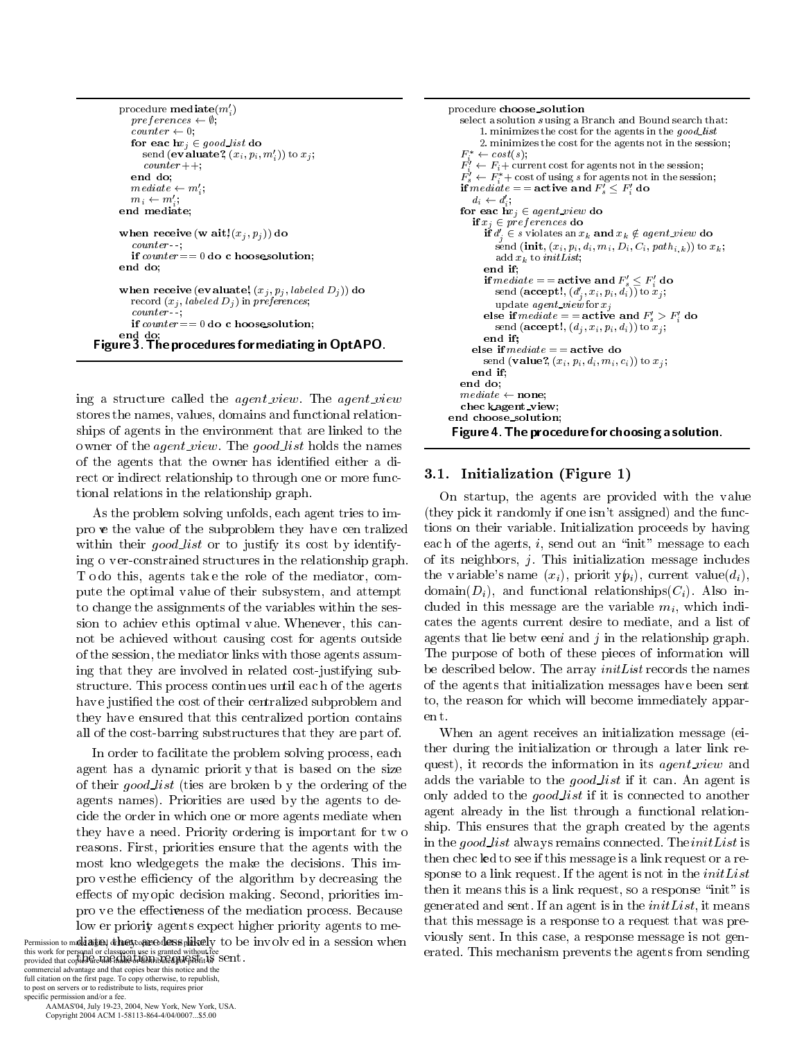```
procedure mediate(m'_i)
  preferences ← ∅;
  counter ← 0;
  for each x_j ∈ good_list do
    send (evaluate?, (x_i, p_i, m'_i)) to x_j;
    counter++;
  end do;
  mediate ← m'_i;
  m_i ← m'_i;
end mediate;

when receive (wait!, (x_j, p_j)) do
  counter--;
  if counter == 0 do choose_solution;
end do;

when receive (evaluate!, (x_j, p_j, labeled D_j)) do
  record (x_j, labeled D_j) in preferences;
  counter--;
  if counter == 0 do choose_solution;
end do;
```

**Figure 3. The procedures for mediating in OptAPO.**

```
procedure choose_solution
  select a solution s using a Branch and Bound search that:
    1. minimizes the cost for the agents in the good_list
    2. minimizes the cost for the agents not in the session;
  F*_i ← cost(s);
  F'_i ← F_i + current cost for agents not in the session;
  F'_s ← F*_i + cost of using s for agents not in the session;
  if mediate == active and F'_s ≤ F'_i do
    d_i ← d'_i;
  for each x_j ∈ agent_view do
    if x_j ∈ preferences do
      if d'_j ∈ s violates an x_k and x_k ∉ agent_view do
        send (init, (x_i, p_i, d_i, m_i, D_i, C_i, path_{i,k})) to x_k;
        add x_k to initList;
      end if;
      if mediate == active and F'_s ≤ F'_i do
        send (accept!, (d'_j, x_i, p_i, d_i)) to x_j;
        update agent_view for x_j
      else if mediate == active and F'_s > F'_i do
        send (accept!, (d_j, x_i, p_i, d_i)) to x_j;
      end if;
    else if mediate == active do
      send (value?, (x_i, p_i, d_i, m_i, c_i)) to x_j;
    end if;
  end do;
  mediate ← none;
  check_agent_view;
end choose_solution;
```

**Figure 4. The procedure for choosing a solution.**

ing a structure called the *agent_view*. The *agent_view* stores the names, values, domains and functional relationships of agents in the environment that are linked to the owner of the *agent_view*. The *good_list* holds the names of the agents that the owner has identified either a direct or indirect relationship to through one or more functional relations in the relationship graph.

As the problem solving unfolds, each agent tries to improve the value of the subproblem they have centralized within their *good_list* or to justify its cost by identifying over-constrained structures in the relationship graph. To do this, agents take the role of the mediator, compute the optimal value of their subsystem, and attempt to change the assignments of the variables within the session to achieve this optimal value. Whenever, this cannot be achieved without causing cost for agents outside of the session, the mediator links with those agents assuming that they are involved in related cost-justifying substructure. This process continues until each of the agents have justified the cost of their centralized subproblem and they have ensured that this centralized portion contains all of the cost-barring substructures that they are part of.

In order to facilitate the problem solving process, each agent has a dynamic priority that is based on the size of their *good_list* (ties are broken by the ordering of the agents names). Priorities are used by the agents to decide the order in which one or more agents mediate when they have a need. Priority ordering is important for two reasons. First, priorities ensure that the agents with the most knowledge gets the make the decisions. This improves the efficiency of the algorithm by decreasing the effects of myopic decision making. Second, priorities improve the effectiveness of the mediation process. Because lower priority agents expect higher priority agents to mediate, they are less likely to be involved in a session when the mediation request is sent.

## 3.1. Initialization (Figure 1)

On startup, the agents are provided with the value (they pick it randomly if one isn't assigned) and the functions on their variable. Initialization proceeds by having each of the agents, $i$, send out an "init" message to each of its neighbors, $j$. This initialization message includes the variable's name ($x_i$), priority ($p_i$), current value($d_i$), domain($D_i$), and functional relationships($C_i$). Also included in this message are the variable $m_i$, which indicates the agents current desire to mediate, and a list of agents that lie between $i$ and $j$ in the relationship graph. The purpose of both of these pieces of information will be described below. The array *initList* records the names of the agents that initialization messages have been sent to, the reason for which will become immediately apparent.

When an agent receives an initialization message (either during the initialization or through a later link request), it records the information in its *agent_view* and adds the variable to the *good_list* if it can. An agent is only added to the *good_list* if it is connected to another agent already in the list through a functional relationship. This ensures that the graph created by the agents in the *good_list* always remains connected. The *initList* is then checked to see if this message is a link request or a response to a link request. If the agent is not in the *initList* then it means this is a link request, so a response "init" is generated and sent. If an agent is in the *initList*, it means that this message is a response to a request that was previously sent. In this case, a response message is not generated. This mechanism prevents the agents from sending

Permission to make digital or hard copies of all or part of this work for personal or classroom use is granted without fee provided that copies are not made or distributed for profit or commercial advantage and that copies bear this notice and the full citation on the first page. To copy otherwise, to republish, to post on servers or to redistribute to lists, requires prior specific permission and/or a fee.
AAMAS'04, July 19-23, 2004, New York, New York, USA.
Copyright 2004 ACM 1-58113-864-4/04/0007...$5.00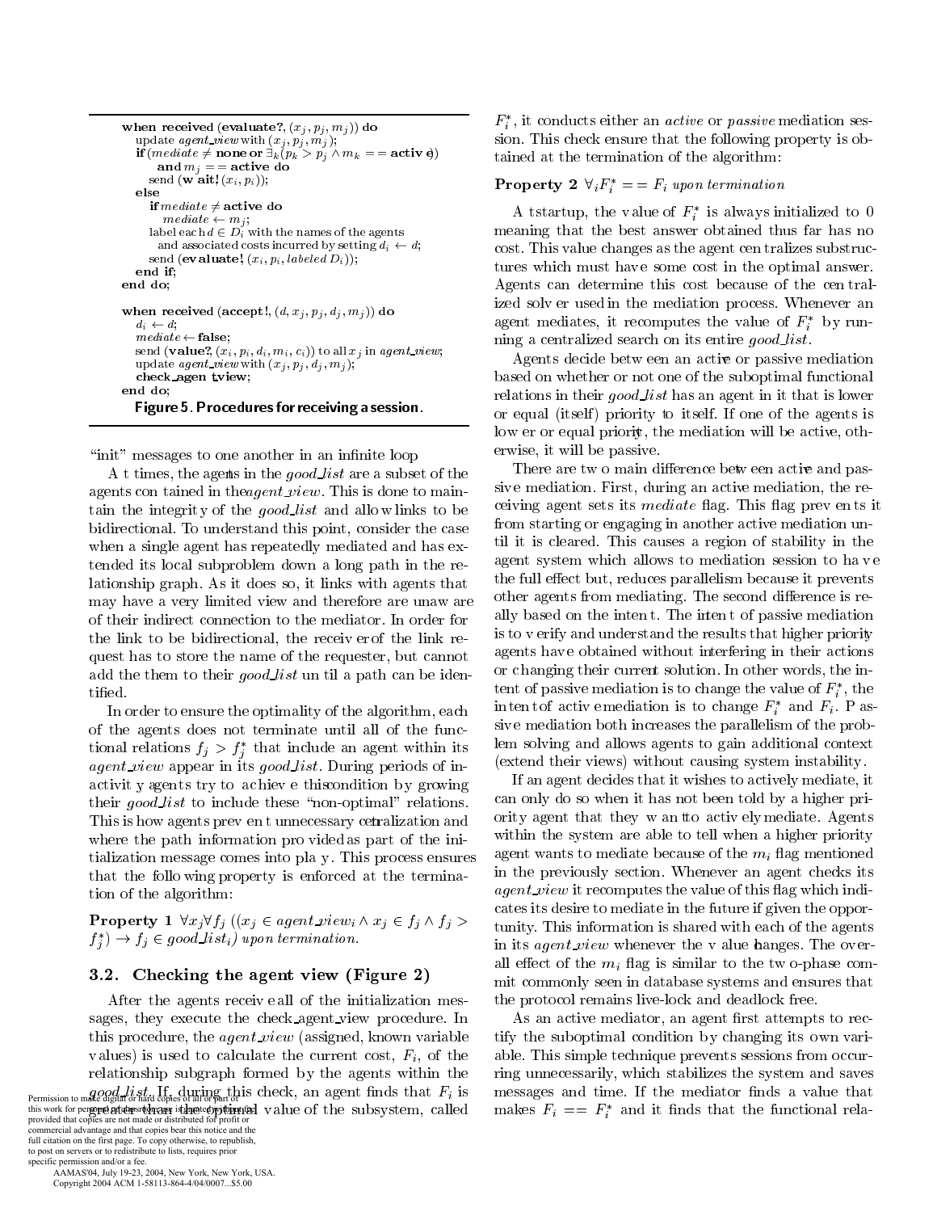```
when received (evaluate?, (x_j, p_j, m_j)) do
   update agent_view with (x_j, p_j, m_j);
   if (mediate ≠ none or ∃_k(p_k > p_j ∧ m_k == active))
        and m_j == active do
      send (wait!, (x_i, p_i));
   else
      if mediate ≠ active do
         mediate ← m_j;
      label each d ∈ D_i with the names of the agents
         and associated costs incurred by setting d_i ← d;
      send (evaluate!, (x_i, p_i, labeled D_i));
   end if;
end do;

when received (accept!, (d, x_j, p_j, d_j, m_j)) do
   d_i ← d;
   mediate ← false;
   send (value?, (x_i, p_i, d_i, m_i, c_i)) to all x_j in agent_view;
   update agent_view with (x_j, p_j, d_j, m_j);
   check_agent_view;
end do;
```

**Figure 5. Procedures for receiving a session.**

"init" messages to one another in an infinite loop

At times, the agents in the *good_list* are a subset of the agents contained in the *agent_view*. This is done to maintain the integrity of the *good_list* and allow links to be bidirectional. To understand this point, consider the case when a single agent has repeatedly mediated and has extended its local subproblem down a long path in the relationship graph. As it does so, it links with agents that may have a very limited view and therefore are unaware of their indirect connection to the mediator. In order for the link to be bidirectional, the receiver of the link request has to store the name of the requester, but cannot add the them to their *good_list* until a path can be identified.

In order to ensure the optimality of the algorithm, each of the agents does not terminate until all of the functional relations $f_j > f_j^*$ that include an agent within its *agent_view* appear in its *good_list*. During periods of inactivity agents try to achieve this condition by growing their *good_list* to include these "non-optimal" relations. This is how agents prevent unnecessary centralization and where the path information provided as part of the initialization message comes into play. This process ensures that the following property is enforced at the termination of the algorithm:

**Property 1** $\forall x_j \forall f_j \; ((x_j \in agent\_view_i \land x_j \in f_j \land f_j > f_j^*) \rightarrow f_j \in good\_list_i)$ *upon termination.*

### 3.2. Checking the agent view (Figure 2)

After the agents receive all of the initialization messages, they execute the check_agent_view procedure. In this procedure, the *agent_view* (assigned, known variable values) is used to calculate the current cost, $F_i$, of the relationship subgraph formed by the agents within the *good_list*. If, during this check, an agent finds that $F_i$ is greater than the optimal value of the subsystem, called $F_i^*$, it conducts either an *active* or *passive* mediation session. This check ensure that the following property is obtained at the termination of the algorithm:

**Property 2** $\forall_i F_i^* == F_i$ *upon termination*

At startup, the value of $F_i^*$ is always initialized to 0 meaning that the best answer obtained thus far has no cost. This value changes as the agent centralizes substructures which must have some cost in the optimal answer. Agents can determine this cost because of the centralized solver used in the mediation process. Whenever an agent mediates, it recomputes the value of $F_i^*$ by running a centralized search on its entire *good_list*.

Agents decide between an active or passive mediation based on whether or not one of the suboptimal functional relations in their *good_list* has an agent in it that is lower or equal (itself) priority to itself. If one of the agents is lower or equal priority, the mediation will be active, otherwise, it will be passive.

There are two main difference between active and passive mediation. First, during an active mediation, the receiving agent sets its *mediate* flag. This flag prevents it from starting or engaging in another active mediation until it is cleared. This causes a region of stability in the agent system which allows to mediation session to have the full effect but, reduces parallelism because it prevents other agents from mediating. The second difference is really based on the intent. The intent of passive mediation is to verify and understand the results that higher priority agents have obtained without interfering in their actions or changing their current solution. In other words, the intent of passive mediation is to change the value of $F_i^*$, the intent of active mediation is to change $F_i^*$ and $F_i$. Passive mediation both increases the parallelism of the problem solving and allows agents to gain additional context (extend their views) without causing system instability.

If an agent decides that it wishes to actively mediate, it can only do so when it has not been told by a higher priority agent that they want to actively mediate. Agents within the system are able to tell when a higher priority agent wants to mediate because of the $m_i$ flag mentioned in the previously section. Whenever an agent checks its *agent_view* it recomputes the value of this flag which indicates its desire to mediate in the future if given the opportunity. This information is shared with each of the agents in its *agent_view* whenever the value changes. The overall effect of the $m_i$ flag is similar to the two-phase commit commonly seen in database systems and ensures that the protocol remains live-lock and deadlock free.

As an active mediator, an agent first attempts to rectify the suboptimal condition by changing its own variable. This simple technique prevents sessions from occurring unnecessarily, which stabilizes the system and saves messages and time. If the mediator finds a value that makes $F_i == F_i^*$ and it finds that the functional rela-

Permission to make digital or hard copies of all or part of this work for personal or classroom use is granted without fee provided that copies are not made or distributed for profit or commercial advantage and that copies bear this notice and the full citation on the first page. To copy otherwise, to republish, to post on servers or to redistribute to lists, requires prior specific permission and/or a fee.
AAMAS'04, July 19-23, 2004, New York, New York, USA.
Copyright 2004 ACM 1-58113-864-4/04/0007...$5.00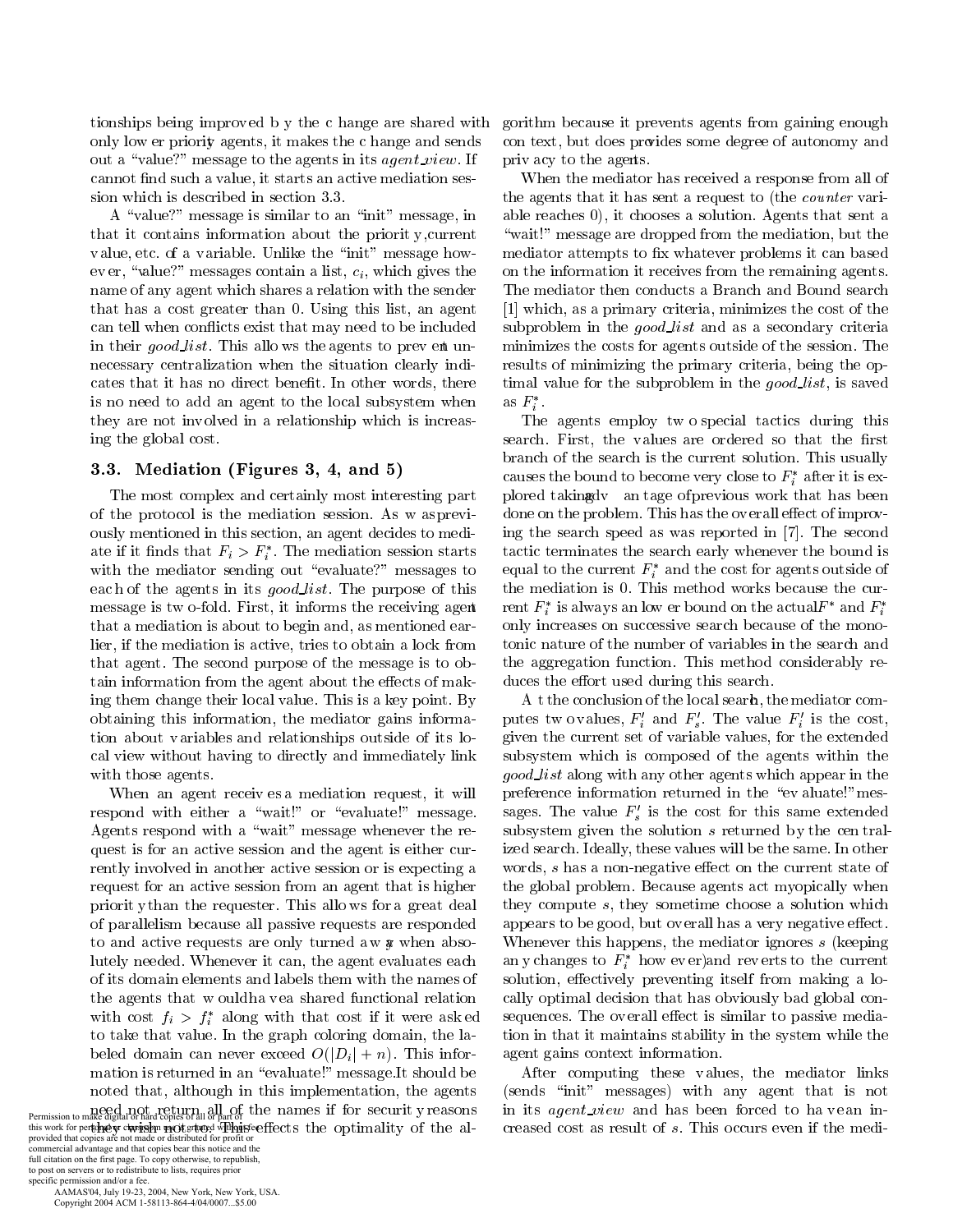tionships being improved by the change are shared with only lower priority agents, it makes the change and sends out a "value?" message to the agents in its *agent_view*. If cannot find such a value, it starts an active mediation session which is described in section 3.3.

A "value?" message is similar to an "init" message, in that it contains information about the priority, current value, etc. of a variable. Unlike the "init" message however, "value?" messages contain a list, $c_i$, which gives the name of any agent which shares a relation with the sender that has a cost greater than 0. Using this list, an agent can tell when conflicts exist that may need to be included in their *good_list*. This allows the agents to prevent unnecessary centralization when the situation clearly indicates that it has no direct benefit. In other words, there is no need to add an agent to the local subsystem when they are not involved in a relationship which is increasing the global cost.

### 3.3. Mediation (Figures 3, 4, and 5)

The most complex and certainly most interesting part of the protocol is the mediation session. As was previously mentioned in this section, an agent decides to mediate if it finds that $F_i > F_i^*$. The mediation session starts with the mediator sending out "evaluate?" messages to each of the agents in its *good_list*. The purpose of this message is two-fold. First, it informs the receiving agent that a mediation is about to begin and, as mentioned earlier, if the mediation is active, tries to obtain a lock from that agent. The second purpose of the message is to obtain information from the agent about the effects of making them change their local value. This is a key point. By obtaining this information, the mediator gains information about variables and relationships outside of its local view without having to directly and immediately link with those agents.

When an agent receives a mediation request, it will respond with either a "wait!" or "evaluate!" message. Agents respond with a "wait" message whenever the request is for an active session and the agent is either currently involved in another active session or is expecting a request for an active session from an agent that is higher priority than the requester. This allows for a great deal of parallelism because all passive requests are responded to and active requests are only turned away when absolutely needed. Whenever it can, the agent evaluates each of its domain elements and labels them with the names of the agents that would have a shared functional relation with cost $f_i > f_i^*$ along with that cost if it were asked to take that value. In the graph coloring domain, the labeled domain can never exceed $O(|D_i| + n)$. This information is returned in an "evaluate!" message. It should be noted that, although in this implementation, the agents need not return all of the names if for security reasons they wish not to. This effects the optimality of the algorithm because it prevents agents from gaining enough context, but does provides some degree of autonomy and privacy to the agents.

When the mediator has received a response from all of the agents that it has sent a request to (the *counter* variable reaches 0), it chooses a solution. Agents that sent a "wait!" message are dropped from the mediation, but the mediator attempts to fix whatever problems it can based on the information it receives from the remaining agents. The mediator then conducts a Branch and Bound search [1] which, as a primary criteria, minimizes the cost of the subproblem in the *good_list* and as a secondary criteria minimizes the costs for agents outside of the session. The results of minimizing the primary criteria, being the optimal value for the subproblem in the *good_list*, is saved as $F_i^*$.

The agents employ two special tactics during this search. First, the values are ordered so that the first branch of the search is the current solution. This usually causes the bound to become very close to $F_i^*$ after it is explored taking advantage of previous work that has been done on the problem. This has the overall effect of improving the search speed as was reported in [7]. The second tactic terminates the search early whenever the bound is equal to the current $F_i^*$ and the cost for agents outside of the mediation is 0. This method works because the current $F_i^*$ is always an lower bound on the actual $F^*$ and $F_i^*$ only increases on successive search because of the monotonic nature of the number of variables in the search and the aggregation function. This method considerably reduces the effort used during this search.

At the conclusion of the local search, the mediator computes two values, $F_i'$ and $F_s'$. The value $F_i'$ is the cost, given the current set of variable values, for the extended subsystem which is composed of the agents within the *good_list* along with any other agents which appear in the preference information returned in the "evaluate!" messages. The value $F_s'$ is the cost for this same extended subsystem given the solution $s$ returned by the centralized search. Ideally, these values will be the same. In other words, $s$ has a non-negative effect on the current state of the global problem. Because agents act myopically when they compute $s$, they sometime choose a solution which appears to be good, but overall has a very negative effect. Whenever this happens, the mediator ignores $s$ (keeping any changes to $F_i^*$ however) and reverts to the current solution, effectively preventing itself from making a locally optimal decision that has obviously bad global consequences. The overall effect is similar to passive mediation in that it maintains stability in the system while the agent gains context information.

After computing these values, the mediator links (sends "init" messages) with any agent that is not in its *agent_view* and has been forced to have an increased cost as result of $s$. This occurs even if the medi-

Permission to make digital or hard copies of all or part of this work for personal or classroom use is granted without fee provided that copies are not made or distributed for profit or commercial advantage and that copies bear this notice and the full citation on the first page. To copy otherwise, to republish, to post on servers or to redistribute to lists, requires prior specific permission and/or a fee.
AAMAS'04, July 19-23, 2004, New York, New York, USA.
Copyright 2004 ACM 1-58113-864-4/04/0007...$5.00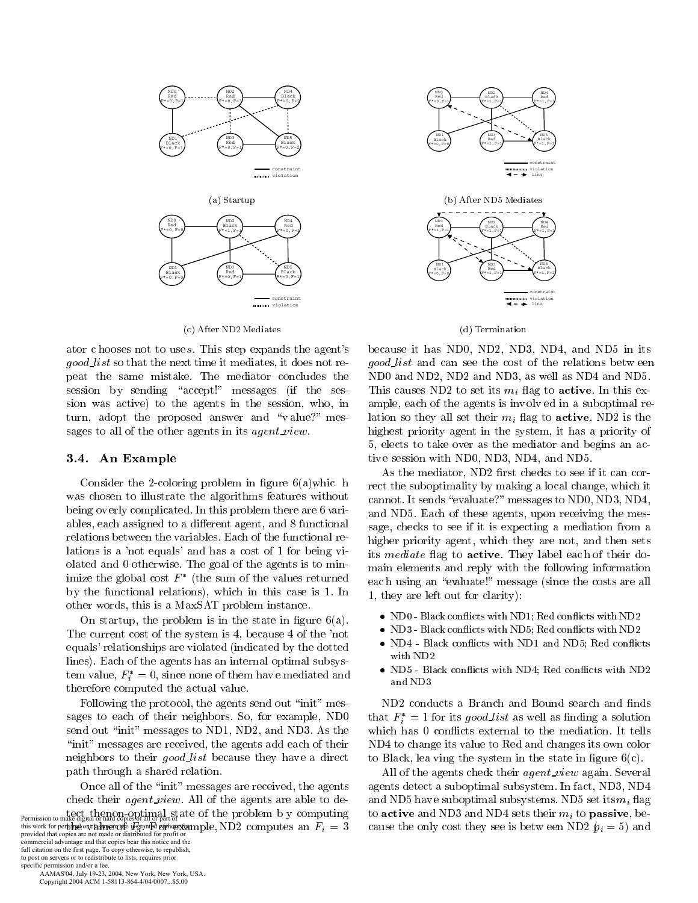(a) Startup

(b) After ND5 Mediates

(c) After ND2 Mediates

(d) Termination

ator chooses not to use $s$. This step expands the agent's *good_list* so that the next time it mediates, it does not repeat the same mistake. The mediator concludes the session by sending "accept!" messages (if the session was active) to the agents in the session, who, in turn, adopt the proposed answer and "value?" messages to all of the other agents in its *agent_view*.

### 3.4. An Example

Consider the 2-coloring problem in figure 6(a) which was chosen to illustrate the algorithms features without being overly complicated. In this problem there are 6 variables, each assigned to a different agent, and 8 functional relations between the variables. Each of the functional relations is a 'not equals' and has a cost of 1 for being violated and 0 otherwise. The goal of the agents is to minimize the global cost $F^*$ (the sum of the values returned by the functional relations), which in this case is 1. In other words, this is a MaxSAT problem instance.

On startup, the problem is in the state in figure 6(a). The current cost of the system is 4, because 4 of the 'not equals' relationships are violated (indicated by the dotted lines). Each of the agents has an internal optimal subsystem value, $F_i^* = 0$, since none of them have mediated and therefore computed the actual value.

Following the protocol, the agents send out "init" messages to each of their neighbors. So, for example, ND0 send out "init" messages to ND1, ND2, and ND3. As the "init" messages are received, the agents add each of their neighbors to their *good_list* because they have a direct path through a shared relation.

Once all of the "init" messages are received, the agents check their *agent_view*. All of the agents are able to detect the non-optimal state of the problem by computing the value of $F_i$. For example, ND2 computes an $F_i = 3$ because it has ND0, ND2, ND3, ND4, and ND5 in its *good_list* and can see the cost of the relations between ND0 and ND2, ND2 and ND3, as well as ND4 and ND5. This causes ND2 to set its $m_i$ flag to **active**. In this example, each of the agents is involved in a suboptimal relation so they all set their $m_i$ flag to **active**. ND2 is the highest priority agent in the system, it has a priority of 5, elects to take over as the mediator and begins an active session with ND0, ND3, ND4, and ND5.

As the mediator, ND2 first checks to see if it can correct the suboptimality by making a local change, which it cannot. It sends "evaluate?" messages to ND0, ND3, ND4, and ND5. Each of these agents, upon receiving the message, checks to see if it is expecting a mediation from a higher priority agent, which they are not, and then sets its *mediate* flag to **active**. They label each of their domain elements and reply with the following information each using an "evaluate!" message (since the costs are all 1, they are left out for clarity):

- ND0 - Black conflicts with ND1; Red conflicts with ND2
- ND3 - Black conflicts with ND5; Red conflicts with ND2
- ND4 - Black conflicts with ND1 and ND5; Red conflicts with ND2
- ND5 - Black conflicts with ND4; Red conflicts with ND2 and ND3

ND2 conducts a Branch and Bound search and finds that $F_i^* = 1$ for its *good_list* as well as finding a solution which has 0 conflicts external to the mediation. It tells ND4 to change its value to Red and changes its own color to Black, leaving the system in the state in figure 6(c).

All of the agents check their *agent_view* again. Several agents detect a suboptimal subsystem. In fact, ND3, ND4 and ND5 have suboptimal subsystems. ND5 set its $m_i$ flag to **active** and ND3 and ND4 sets their $m_i$ to **passive**, because the only cost they see is between ND2 ($p_i = 5$) and

Permission to make digital or hard copies of all or part of this work for personal or classroom use is granted without fee provided that copies are not made or distributed for profit or commercial advantage and that copies bear this notice and the full citation on the first page. To copy otherwise, to republish, to post on servers or to redistribute to lists, requires prior specific permission and/or a fee.
AAMAS'04, July 19-23, 2004, New York, New York, USA.
Copyright 2004 ACM 1-58113-864-4/04/0007...$5.00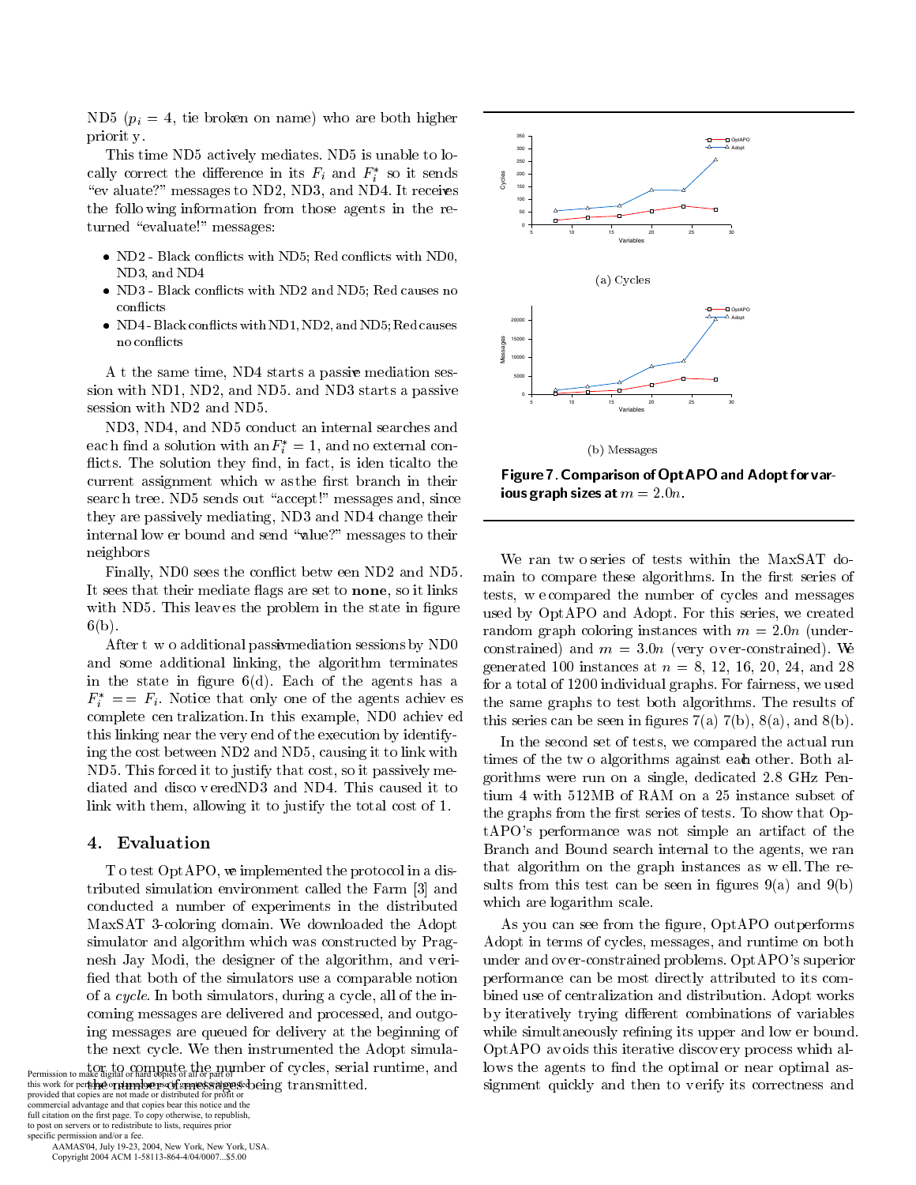ND5 ($p_i = 4$, tie broken on name) who are both higher priority.

This time ND5 actively mediates. ND5 is unable to locally correct the difference in its $F_i$ and $F_i^*$ so it sends "evaluate?" messages to ND2, ND3, and ND4. It receives the following information from those agents in the returned "evaluate!" messages:

- ND2 - Black conflicts with ND5; Red conflicts with ND0, ND3, and ND4
- ND3 - Black conflicts with ND2 and ND5; Red causes no conflicts
- ND4 - Black conflicts with ND1, ND2, and ND5; Red causes no conflicts

At the same time, ND4 starts a passive mediation session with ND1, ND2, and ND5. and ND3 starts a passive session with ND2 and ND5.

ND3, ND4, and ND5 conduct an internal searches and each find a solution with an $F_i^* = 1$, and no external conflicts. The solution they find, in fact, is identical to the current assignment which was the first branch in their search tree. ND5 sends out "accept!" messages and, since they are passively mediating, ND3 and ND4 change their internal lower bound and send "value?" messages to their neighbors

Finally, ND0 sees the conflict between ND2 and ND5. It sees that their mediate flags are set to **none**, so it links with ND5. This leaves the problem in the state in figure 6(b).

After two additional passive mediation sessions by ND0 and some additional linking, the algorithm terminates in the state in figure 6(d). Each of the agents has a $F_i^* == F_i$. Notice that only one of the agents achieves complete centralization. In this example, ND0 achieved this linking near the very end of the execution by identifying the cost between ND2 and ND5, causing it to link with ND5. This forced it to justify that cost, so it passively mediated and discovered ND3 and ND4. This caused it to link with them, allowing it to justify the total cost of 1.

## 4. Evaluation

To test OptAPO, we implemented the protocol in a distributed simulation environment called the Farm [3] and conducted a number of experiments in the distributed MaxSAT 3-coloring domain. We downloaded the Adopt simulator and algorithm which was constructed by Pragnesh Jay Modi, the designer of the algorithm, and verified that both of the simulators use a comparable notion of a *cycle*. In both simulators, during a cycle, all of the incoming messages are delivered and processed, and outgoing messages are queued for delivery at the beginning of the next cycle. We then instrumented the Adopt simulator to compute the number of cycles, serial runtime, and the number of messages being transmitted.

(a) Cycles

(b) Messages

**Figure 7. Comparison of OptAPO and Adopt for various graph sizes at $m = 2.0n$.**

We ran two series of tests within the MaxSAT domain to compare these algorithms. In the first series of tests, we compared the number of cycles and messages used by OptAPO and Adopt. For this series, we created random graph coloring instances with $m = 2.0n$ (under-constrained) and $m = 3.0n$ (very over-constrained). We generated 100 instances at $n$ = 8, 12, 16, 20, 24, and 28 for a total of 1200 individual graphs. For fairness, we used the same graphs to test both algorithms. The results of this series can be seen in figures 7(a) 7(b), 8(a), and 8(b).

In the second set of tests, we compared the actual run times of the two algorithms against each other. Both algorithms were run on a single, dedicated 2.8 GHz Pentium 4 with 512MB of RAM on a 25 instance subset of the graphs from the first series of tests. To show that OptAPO's performance was not simple an artifact of the Branch and Bound search internal to the agents, we ran that algorithm on the graph instances as well. The results from this test can be seen in figures 9(a) and 9(b) which are logarithm scale.

As you can see from the figure, OptAPO outperforms Adopt in terms of cycles, messages, and runtime on both under and over-constrained problems. OptAPO's superior performance can be most directly attributed to its combined use of centralization and distribution. Adopt works by iteratively trying different combinations of variables while simultaneously refining its upper and lower bound. OptAPO avoids this iterative discovery process which allows the agents to find the optimal or near optimal assignment quickly and then to verify its correctness and

Permission to make digital or hard copies of all or part of this work for personal or classroom use is granted without fee provided that copies are not made or distributed for profit or commercial advantage and that copies bear this notice and the full citation on the first page. To copy otherwise, to republish, to post on servers or to redistribute to lists, requires prior specific permission and/or a fee.
AAMAS'04, July 19-23, 2004, New York, New York, USA.
Copyright 2004 ACM 1-58113-864-4/04/0007...$5.00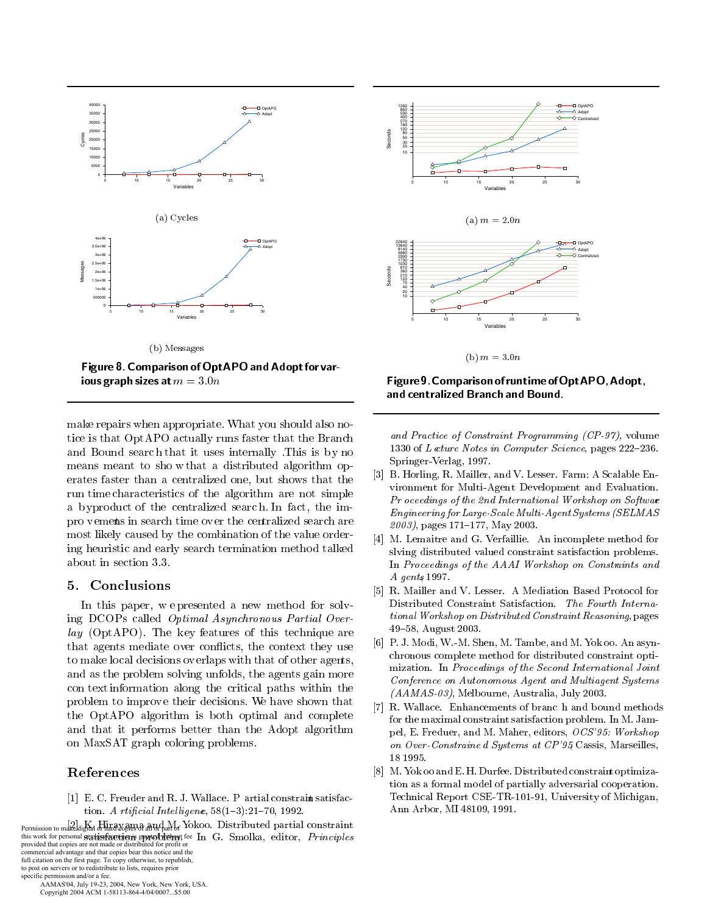40000
35000
30000
25000
20000
15000
10000
5000
0
Cycles
5 10 15 20 25 30
Variables
OptAPO
Adopt

(a) Cycles

4e+06
3.5e+06
3e+06
2.5e+06
2e+06
1.5e+06
1e+06
500000
0
Messages
5 10 15 20 25 30
Variables
OptAPO
Adopt

(b) Messages

**Figure 8. Comparison of OptAPO and Adopt for various graph sizes at $m = 3.0n$**

1260
860
590
400
270
180
120
80
50
30
20
10
Seconds
5 10 15 20 25 30
Variables
OptAPO
Adopt
Centralized

(a) $m = 2.0n$

22840
13640
8140
4860
2900
1730
1030
610
360
210
120
70
40
20
10
Seconds
5 10 15 20 25 30
Variables
OptAPO
Adopt
Centralized

(b) $m = 3.0n$

**Figure 9. Comparison of runtime of OptAPO, Adopt, and centralized Branch and Bound.**

make repairs when appropriate. What you should also notice is that OptAPO actually runs faster that the Branch and Bound search that it uses internally .This is by no means meant to sho w that a distributed algorithm operates faster than a centralized one, but shows that the run time characteristics of the algorithm are not simple a byproduct of the centralized search. In fact, the impro vements in search time over the centralized search are most likely caused by the combination of the value ordering heuristic and early search termination method talked about in section 3.3.

## 5. Conclusions

In this paper, w e presented a new method for solving DCOPs called *Optimal Asynchronous Partial Overlay* (OptAPO). The key features of this technique are that agents mediate over conflicts, the context they use to make local decisions overlaps with that of other agents, and as the problem solving unfolds, the agents gain more con text information along the critical paths within the problem to improve their decisions. We have shown that the OptAPO algorithm is both optimal and complete and that it performs better than the Adopt algorithm on MaxSAT graph coloring problems.

## References

[1] E. C. Freuder and R. J. Wallace. P artial constraint satisfaction. *A rtificial Intelligence*, 58(1–3):21–70, 1992.

[2] K. Hirayama and M. Yokoo. Distributed partial constraint satisfaction problem. In G. Smolka, editor, *Principles and Practice of Constraint Programming (CP-97)*, volume 1330 of *L ecture Notes in Computer Science*, pages 222–236. Springer-Verlag, 1997.

[3] B. Horling, R. Mailler, and V. Lesser. Farm: A Scalable Environment for Multi-Agent Development and Evaluation. *Pr oceedings of the 2nd International Workshop on Software Engineering for Large-Scale Multi-Agent Systems (SELMAS 2003)*, pages 171–177, May 2003.

[4] M. Lemaitre and G. Verfaillie. An incomplete method for slving distributed valued constraint satisfaction problems. In *Proceedings of the AAAI Workshop on Constraints and A gents*, 1997.

[5] R. Mailler and V. Lesser. A Mediation Based Protocol for Distributed Constraint Satisfaction. *The Fourth International Workshop on Distributed Constraint Reasoning*, pages 49–58, August 2003.

[6] P. J. Modi, W.-M. Shen, M. Tambe, and M. Yok oo. An asynchronous complete method for distributed constraint optimization. In *Proceedings of the Second International Joint Conference on Autonomous Agent and Multiagent Systems (AAMAS-03)*, Melbourne, Australia, July 2003.

[7] R. Wallace. Enhancements of branc h and bound methods for the maximal constraint satisfaction problem. In M. Jampel, E. Freduer, and M. Maher, editors, *OCS'95: Workshop on Over-Constraine d Systems at CP'95*, Cassis, Marseilles, 18 1995.

[8] M. Yok oo and E. H. Durfee. Distributed constraint optimization as a formal model of partially adversarial cooperation. Technical Report CSE-TR-101-91, University of Michigan, Ann Arbor, MI 48109, 1991.

Permission to make digital or hard copies of all or part of this work for personal or classroom use is granted without fee provided that copies are not made or distributed for profit or commercial advantage and that copies bear this notice and the full citation on the first page. To copy otherwise, to republish, to post on servers or to redistribute to lists, requires prior specific permission and/or a fee.
AAMAS'04, July 19-23, 2004, New York, New York, USA.
Copyright 2004 ACM 1-58113-864-4/04/0007...$5.00